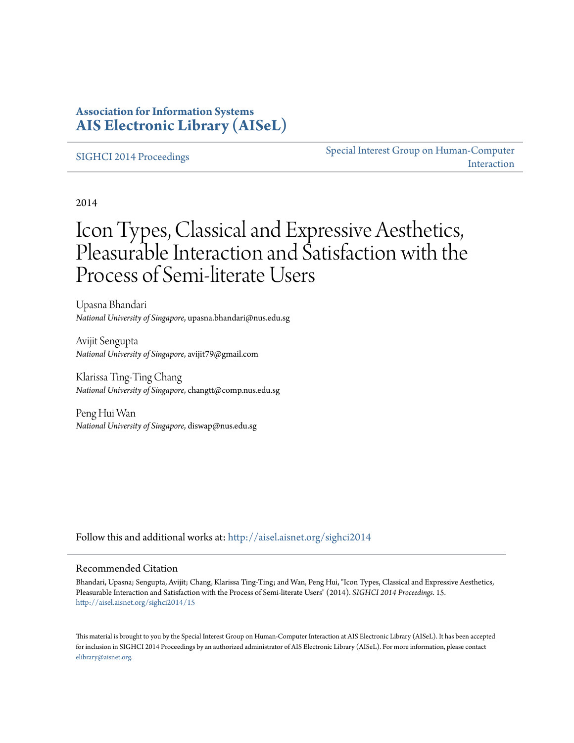**Association for Information Systems**
**AIS Electronic Library (AISeL)**

SIGHCI 2014 Proceedings | Special Interest Group on Human-Computer Interaction

2014

# Icon Types, Classical and Expressive Aesthetics, Pleasurable Interaction and Satisfaction with the Process of Semi-literate Users

Upasna Bhandari
*National University of Singapore*, upasna.bhandari@nus.edu.sg

Avijit Sengupta
*National University of Singapore*, avijit79@gmail.com

Klarissa Ting-Ting Chang
*National University of Singapore*, changtt@comp.nus.edu.sg

Peng Hui Wan
*National University of Singapore*, diswap@nus.edu.sg

Follow this and additional works at: http://aisel.aisnet.org/sighci2014

## Recommended Citation

Bhandari, Upasna; Sengupta, Avijit; Chang, Klarissa Ting-Ting; and Wan, Peng Hui, "Icon Types, Classical and Expressive Aesthetics, Pleasurable Interaction and Satisfaction with the Process of Semi-literate Users" (2014). *SIGHCI 2014 Proceedings*. 15.
http://aisel.aisnet.org/sighci2014/15

This material is brought to you by the Special Interest Group on Human-Computer Interaction at AIS Electronic Library (AISeL). It has been accepted for inclusion in SIGHCI 2014 Proceedings by an authorized administrator of AIS Electronic Library (AISeL). For more information, please contact elibrary@aisnet.org.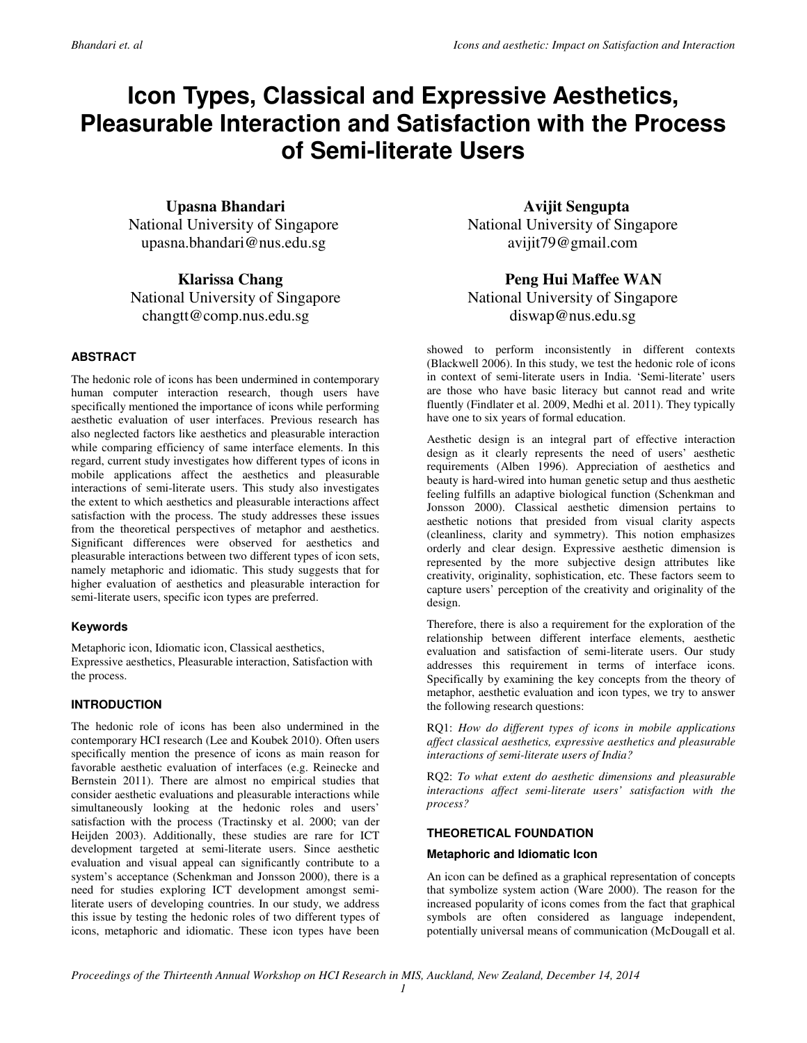# Icon Types, Classical and Expressive Aesthetics, Pleasurable Interaction and Satisfaction with the Process of Semi-literate Users

**Upasna Bhandari**
National University of Singapore
upasna.bhandari@nus.edu.sg

**Avijit Sengupta**
National University of Singapore
avijit79@gmail.com

**Klarissa Chang**
National University of Singapore
changtt@comp.nus.edu.sg

**Peng Hui Maffee WAN**
National University of Singapore
diswap@nus.edu.sg

### ABSTRACT

The hedonic role of icons has been undermined in contemporary human computer interaction research, though users have specifically mentioned the importance of icons while performing aesthetic evaluation of user interfaces. Previous research has also neglected factors like aesthetics and pleasurable interaction while comparing efficiency of same interface elements. In this regard, current study investigates how different types of icons in mobile applications affect the aesthetics and pleasurable interactions of semi-literate users. This study also investigates the extent to which aesthetics and pleasurable interactions affect satisfaction with the process. The study addresses these issues from the theoretical perspectives of metaphor and aesthetics. Significant differences were observed for aesthetics and pleasurable interactions between two different types of icon sets, namely metaphoric and idiomatic. This study suggests that for higher evaluation of aesthetics and pleasurable interaction for semi-literate users, specific icon types are preferred.

### Keywords

Metaphoric icon, Idiomatic icon, Classical aesthetics, Expressive aesthetics, Pleasurable interaction, Satisfaction with the process.

### INTRODUCTION

The hedonic role of icons has been also undermined in the contemporary HCI research (Lee and Koubek 2010). Often users specifically mention the presence of icons as main reason for favorable aesthetic evaluation of interfaces (e.g. Reinecke and Bernstein 2011). There are almost no empirical studies that consider aesthetic evaluations and pleasurable interactions while simultaneously looking at the hedonic roles and users' satisfaction with the process (Tractinsky et al. 2000; van der Heijden 2003). Additionally, these studies are rare for ICT development targeted at semi-literate users. Since aesthetic evaluation and visual appeal can significantly contribute to a system's acceptance (Schenkman and Jonsson 2000), there is a need for studies exploring ICT development amongst semi-literate users of developing countries. In our study, we address this issue by testing the hedonic roles of two different types of icons, metaphoric and idiomatic. These icon types have been showed to perform inconsistently in different contexts (Blackwell 2006). In this study, we test the hedonic role of icons in context of semi-literate users in India. 'Semi-literate' users are those who have basic literacy but cannot read and write fluently (Findlater et al. 2009, Medhi et al. 2011). They typically have one to six years of formal education.

Aesthetic design is an integral part of effective interaction design as it clearly represents the need of users' aesthetic requirements (Alben 1996). Appreciation of aesthetics and beauty is hard-wired into human genetic setup and thus aesthetic feeling fulfills an adaptive biological function (Schenkman and Jonsson 2000). Classical aesthetic dimension pertains to aesthetic notions that presided from visual clarity aspects (cleanliness, clarity and symmetry). This notion emphasizes orderly and clear design. Expressive aesthetic dimension is represented by the more subjective design attributes like creativity, originality, sophistication, etc. These factors seem to capture users' perception of the creativity and originality of the design.

Therefore, there is also a requirement for the exploration of the relationship between different interface elements, aesthetic evaluation and satisfaction of semi-literate users. Our study addresses this requirement in terms of interface icons. Specifically by examining the key concepts from the theory of metaphor, aesthetic evaluation and icon types, we try to answer the following research questions:

RQ1: *How do different types of icons in mobile applications affect classical aesthetics, expressive aesthetics and pleasurable interactions of semi-literate users of India?*

RQ2: *To what extent do aesthetic dimensions and pleasurable interactions affect semi-literate users' satisfaction with the process?*

### THEORETICAL FOUNDATION

#### Metaphoric and Idiomatic Icon

An icon can be defined as a graphical representation of concepts that symbolize system action (Ware 2000). The reason for the increased popularity of icons comes from the fact that graphical symbols are often considered as language independent, potentially universal means of communication (McDougall et al.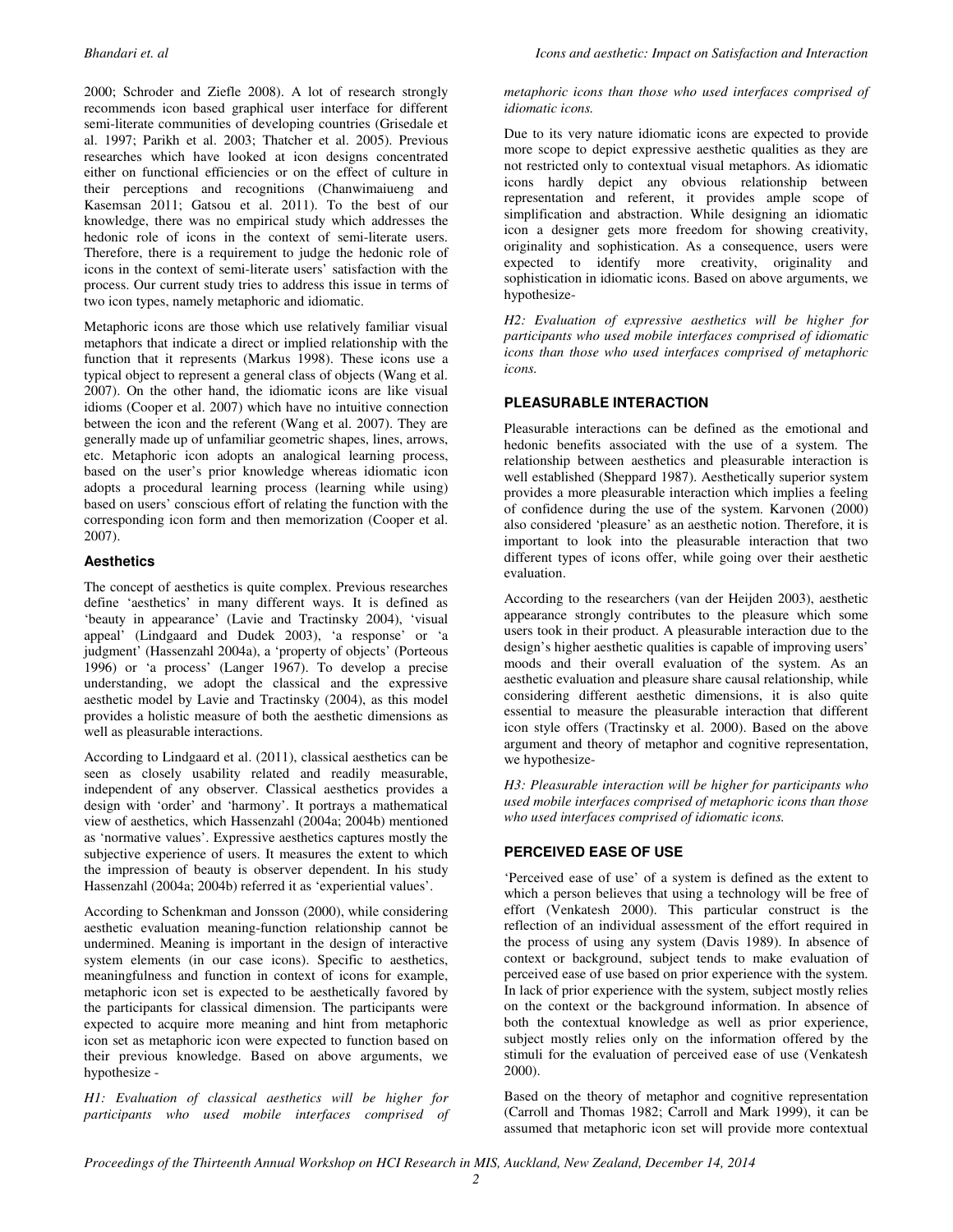2000; Schroder and Ziefle 2008). A lot of research strongly recommends icon based graphical user interface for different semi-literate communities of developing countries (Grisedale et al. 1997; Parikh et al. 2003; Thatcher et al. 2005). Previous researches which have looked at icon designs concentrated either on functional efficiencies or on the effect of culture in their perceptions and recognitions (Chanwimaiueng and Kasemsan 2011; Gatsou et al. 2011). To the best of our knowledge, there was no empirical study which addresses the hedonic role of icons in the context of semi-literate users. Therefore, there is a requirement to judge the hedonic role of icons in the context of semi-literate users' satisfaction with the process. Our current study tries to address this issue in terms of two icon types, namely metaphoric and idiomatic.

Metaphoric icons are those which use relatively familiar visual metaphors that indicate a direct or implied relationship with the function that it represents (Markus 1998). These icons use a typical object to represent a general class of objects (Wang et al. 2007). On the other hand, the idiomatic icons are like visual idioms (Cooper et al. 2007) which have no intuitive connection between the icon and the referent (Wang et al. 2007). They are generally made up of unfamiliar geometric shapes, lines, arrows, etc. Metaphoric icon adopts an analogical learning process, based on the user's prior knowledge whereas idiomatic icon adopts a procedural learning process (learning while using) based on users' conscious effort of relating the function with the corresponding icon form and then memorization (Cooper et al. 2007).

### Aesthetics

The concept of aesthetics is quite complex. Previous researches define 'aesthetics' in many different ways. It is defined as 'beauty in appearance' (Lavie and Tractinsky 2004), 'visual appeal' (Lindgaard and Dudek 2003), 'a response' or 'a judgment' (Hassenzahl 2004a), a 'property of objects' (Porteous 1996) or 'a process' (Langer 1967). To develop a precise understanding, we adopt the classical and the expressive aesthetic model by Lavie and Tractinsky (2004), as this model provides a holistic measure of both the aesthetic dimensions as well as pleasurable interactions.

According to Lindgaard et al. (2011), classical aesthetics can be seen as closely usability related and readily measurable, independent of any observer. Classical aesthetics provides a design with 'order' and 'harmony'. It portrays a mathematical view of aesthetics, which Hassenzahl (2004a; 2004b) mentioned as 'normative values'. Expressive aesthetics captures mostly the subjective experience of users. It measures the extent to which the impression of beauty is observer dependent. In his study Hassenzahl (2004a; 2004b) referred it as 'experiential values'.

According to Schenkman and Jonsson (2000), while considering aesthetic evaluation meaning-function relationship cannot be undermined. Meaning is important in the design of interactive system elements (in our case icons). Specific to aesthetics, meaningfulness and function in context of icons for example, metaphoric icon set is expected to be aesthetically favored by the participants for classical dimension. The participants were expected to acquire more meaning and hint from metaphoric icon set as metaphoric icon were expected to function based on their previous knowledge. Based on above arguments, we hypothesize -

*H1: Evaluation of classical aesthetics will be higher for participants who used mobile interfaces comprised of metaphoric icons than those who used interfaces comprised of idiomatic icons.*

Due to its very nature idiomatic icons are expected to provide more scope to depict expressive aesthetic qualities as they are not restricted only to contextual visual metaphors. As idiomatic icons hardly depict any obvious relationship between representation and referent, it provides ample scope of simplification and abstraction. While designing an idiomatic icon a designer gets more freedom for showing creativity, originality and sophistication. As a consequence, users were expected to identify more creativity, originality and sophistication in idiomatic icons. Based on above arguments, we hypothesize-

*H2: Evaluation of expressive aesthetics will be higher for participants who used mobile interfaces comprised of idiomatic icons than those who used interfaces comprised of metaphoric icons.*

## PLEASURABLE INTERACTION

Pleasurable interactions can be defined as the emotional and hedonic benefits associated with the use of a system. The relationship between aesthetics and pleasurable interaction is well established (Sheppard 1987). Aesthetically superior system provides a more pleasurable interaction which implies a feeling of confidence during the use of the system. Karvonen (2000) also considered 'pleasure' as an aesthetic notion. Therefore, it is important to look into the pleasurable interaction that two different types of icons offer, while going over their aesthetic evaluation.

According to the researchers (van der Heijden 2003), aesthetic appearance strongly contributes to the pleasure which some users took in their product. A pleasurable interaction due to the design's higher aesthetic qualities is capable of improving users' moods and their overall evaluation of the system. As an aesthetic evaluation and pleasure share causal relationship, while considering different aesthetic dimensions, it is also quite essential to measure the pleasurable interaction that different icon style offers (Tractinsky et al. 2000). Based on the above argument and theory of metaphor and cognitive representation, we hypothesize-

*H3: Pleasurable interaction will be higher for participants who used mobile interfaces comprised of metaphoric icons than those who used interfaces comprised of idiomatic icons.*

## PERCEIVED EASE OF USE

'Perceived ease of use' of a system is defined as the extent to which a person believes that using a technology will be free of effort (Venkatesh 2000). This particular construct is the reflection of an individual assessment of the effort required in the process of using any system (Davis 1989). In absence of context or background, subject tends to make evaluation of perceived ease of use based on prior experience with the system. In lack of prior experience with the system, subject mostly relies on the context or the background information. In absence of both the contextual knowledge as well as prior experience, subject mostly relies only on the information offered by the stimuli for the evaluation of perceived ease of use (Venkatesh 2000).

Based on the theory of metaphor and cognitive representation (Carroll and Thomas 1982; Carroll and Mark 1999), it can be assumed that metaphoric icon set will provide more contextual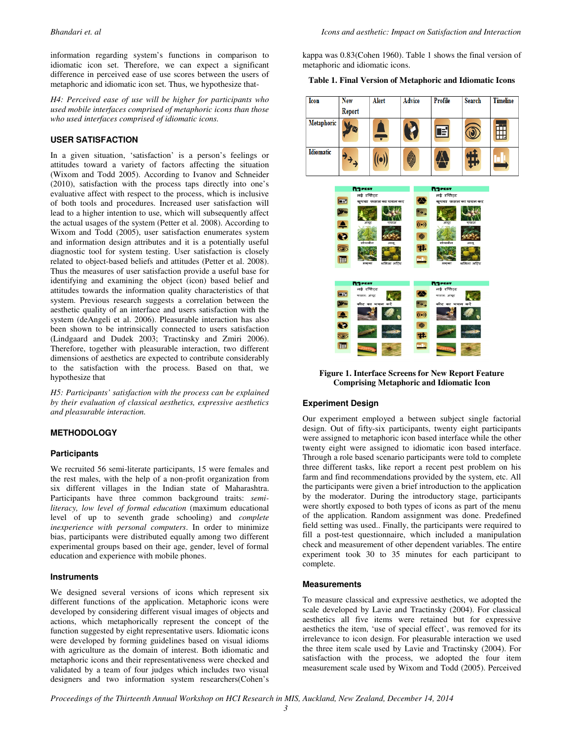information regarding system's functions in comparison to idiomatic icon set. Therefore, we can expect a significant difference in perceived ease of use scores between the users of metaphoric and idiomatic icon set. Thus, we hypothesize that-

*H4: Perceived ease of use will be higher for participants who used mobile interfaces comprised of metaphoric icons than those who used interfaces comprised of idiomatic icons.*

### USER SATISFACTION

In a given situation, 'satisfaction' is a person's feelings or attitudes toward a variety of factors affecting the situation (Wixom and Todd 2005). According to Ivanov and Schneider (2010), satisfaction with the process taps directly into one's evaluative affect with respect to the process, which is inclusive of both tools and procedures. Increased user satisfaction will lead to a higher intention to use, which will subsequently affect the actual usages of the system (Petter et al. 2008). According to Wixom and Todd (2005), user satisfaction enumerates system and information design attributes and it is a potentially useful diagnostic tool for system testing. User satisfaction is closely related to object-based beliefs and attitudes (Petter et al. 2008). Thus the measures of user satisfaction provide a useful base for identifying and examining the object (icon) based belief and attitudes towards the information quality characteristics of that system. Previous research suggests a correlation between the aesthetic quality of an interface and users satisfaction with the system (deAngeli et al. 2006). Pleasurable interaction has also been shown to be intrinsically connected to users satisfaction (Lindgaard and Dudek 2003; Tractinsky and Zmiri 2006). Therefore, together with pleasurable interaction, two different dimensions of aesthetics are expected to contribute considerably to the satisfaction with the process. Based on that, we hypothesize that

*H5: Participants' satisfaction with the process can be explained by their evaluation of classical aesthetics, expressive aesthetics and pleasurable interaction.*

### METHODOLOGY

#### Participants

We recruited 56 semi-literate participants, 15 were females and the rest males, with the help of a non-profit organization from six different villages in the Indian state of Maharashtra. Participants have three common background traits: *semi-literacy, low level of formal education* (maximum educational level of up to seventh grade schooling) and *complete inexperience with personal computers*. In order to minimize bias, participants were distributed equally among two different experimental groups based on their age, gender, level of formal education and experience with mobile phones.

#### Instruments

We designed several versions of icons which represent six different functions of the application. Metaphoric icons were developed by considering different visual images of objects and actions, which metaphorically represent the concept of the function suggested by eight representative users. Idiomatic icons were developed by forming guidelines based on visual idioms with agriculture as the domain of interest. Both idiomatic and metaphoric icons and their representativeness were checked and validated by a team of four judges which includes two visual designers and two information system researchers(Cohen's kappa was 0.83(Cohen 1960). Table 1 shows the final version of metaphoric and idiomatic icons.

**Table 1. Final Version of Metaphoric and Idiomatic Icons**

| Icon | New Report | Alert | Advice | Profile | Search | Timeline |
|---|---|---|---|---|---|---|
| Metaphoric | | | | | | |
| Idiomatic | | | | | | |

**Figure 1. Interface Screens for New Report Feature Comprising Metaphoric and Idiomatic Icon**

#### Experiment Design

Our experiment employed a between subject single factorial design. Out of fifty-six participants, twenty eight participants were assigned to metaphoric icon based interface while the other twenty eight were assigned to idiomatic icon based interface. Through a role based scenario participants were told to complete three different tasks, like report a recent pest problem on his farm and find recommendations provided by the system, etc. All the participants were given a brief introduction to the application by the moderator. During the introductory stage, participants were shortly exposed to both types of icons as part of the menu of the application. Random assignment was done. Predefined field setting was used.. Finally, the participants were required to fill a post-test questionnaire, which included a manipulation check and measurement of other dependent variables. The entire experiment took 30 to 35 minutes for each participant to complete.

#### Measurements

To measure classical and expressive aesthetics, we adopted the scale developed by Lavie and Tractinsky (2004). For classical aesthetics all five items were retained but for expressive aesthetics the item, 'use of special effect', was removed for its irrelevance to icon design. For pleasurable interaction we used the three item scale used by Lavie and Tractinsky (2004). For satisfaction with the process, we adopted the four item measurement scale used by Wixom and Todd (2005). Perceived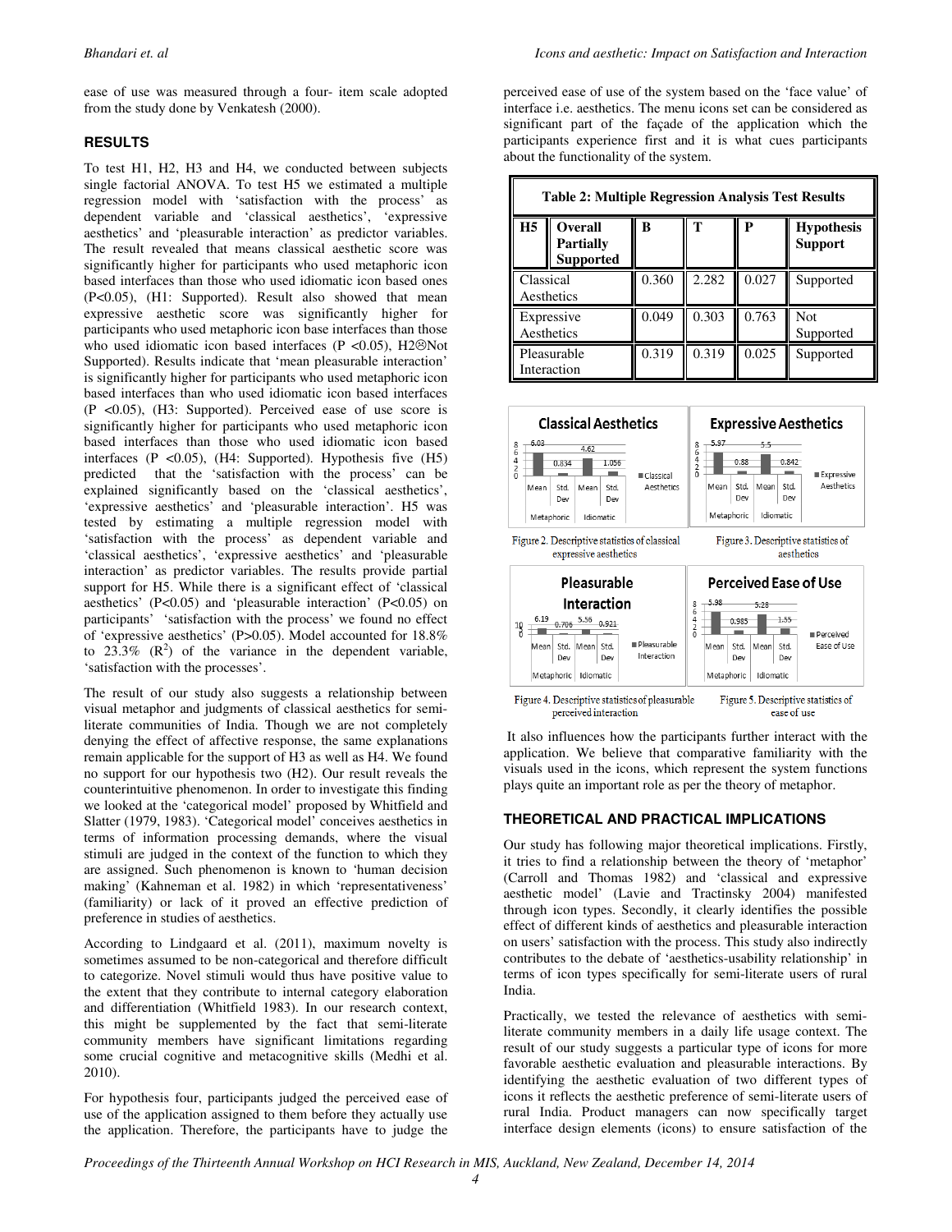ease of use was measured through a four- item scale adopted from the study done by Venkatesh (2000).

## RESULTS

To test H1, H2, H3 and H4, we conducted between subjects single factorial ANOVA. To test H5 we estimated a multiple regression model with 'satisfaction with the process' as dependent variable and 'classical aesthetics', 'expressive aesthetics' and 'pleasurable interaction' as predictor variables. The result revealed that means classical aesthetic score was significantly higher for participants who used metaphoric icon based interfaces than those who used idiomatic icon based ones ($P<0.05$), (H1: Supported). Result also showed that mean expressive aesthetic score was significantly higher for participants who used metaphoric icon base interfaces than those who used idiomatic icon based interfaces ($P<0.05$), H2☹Not Supported). Results indicate that 'mean pleasurable interaction' is significantly higher for participants who used metaphoric icon based interfaces than who used idiomatic icon based interfaces ($P<0.05$), (H3: Supported). Perceived ease of use score is significantly higher for participants who used metaphoric icon based interfaces than those who used idiomatic icon based interfaces ($P<0.05$), (H4: Supported). Hypothesis five (H5) predicted that the 'satisfaction with the process' can be explained significantly based on the 'classical aesthetics', 'expressive aesthetics' and 'pleasurable interaction'. H5 was tested by estimating a multiple regression model with 'satisfaction with the process' as dependent variable and 'classical aesthetics', 'expressive aesthetics' and 'pleasurable interaction' as predictor variables. The results provide partial support for H5. While there is a significant effect of 'classical aesthetics' ($P<0.05$) and 'pleasurable interaction' ($P<0.05$) on participants' 'satisfaction with the process' we found no effect of 'expressive aesthetics' ($P>0.05$). Model accounted for 18.8% to 23.3% ($R^2$) of the variance in the dependent variable, 'satisfaction with the processes'.

The result of our study also suggests a relationship between visual metaphor and judgments of classical aesthetics for semi-literate communities of India. Though we are not completely denying the effect of affective response, the same explanations remain applicable for the support of H3 as well as H4. We found no support for our hypothesis two (H2). Our result reveals the counterintuitive phenomenon. In order to investigate this finding we looked at the 'categorical model' proposed by Whitfield and Slatter (1979, 1983). 'Categorical model' conceives aesthetics in terms of information processing demands, where the visual stimuli are judged in the context of the function to which they are assigned. Such phenomenon is known to 'human decision making' (Kahneman et al. 1982) in which 'representativeness' (familiarity) or lack of it proved an effective prediction of preference in studies of aesthetics.

According to Lindgaard et al. (2011), maximum novelty is sometimes assumed to be non-categorical and therefore difficult to categorize. Novel stimuli would thus have positive value to the extent that they contribute to internal category elaboration and differentiation (Whitfield 1983). In our research context, this might be supplemented by the fact that semi-literate community members have significant limitations regarding some crucial cognitive and metacognitive skills (Medhi et al. 2010).

For hypothesis four, participants judged the perceived ease of use of the application assigned to them before they actually use the application. Therefore, the participants have to judge the perceived ease of use of the system based on the 'face value' of interface i.e. aesthetics. The menu icons set can be considered as significant part of the façade of the application which the participants experience first and it is what cues participants about the functionality of the system.

**Table 2: Multiple Regression Analysis Test Results**

| H5 | Overall Partially Supported | B | T | P | Hypothesis Support |
|---|---|---|---|---|---|
| Classical Aesthetics | | 0.360 | 2.282 | 0.027 | Supported |
| Expressive Aesthetics | | 0.049 | 0.303 | 0.763 | Not Supported |
| Pleasurable Interaction | | 0.319 | 0.319 | 0.025 | Supported |

Figure 2. Descriptive statistics of classical expressive aesthetics

Figure 3. Descriptive statistics of aesthetics

Figure 4. Descriptive statistics of pleasurable perceived interaction

Figure 5. Descriptive statistics of ease of use

It also influences how the participants further interact with the application. We believe that comparative familiarity with the visuals used in the icons, which represent the system functions plays quite an important role as per the theory of metaphor.

## THEORETICAL AND PRACTICAL IMPLICATIONS

Our study has following major theoretical implications. Firstly, it tries to find a relationship between the theory of 'metaphor' (Carroll and Thomas 1982) and 'classical and expressive aesthetic model' (Lavie and Tractinsky 2004) manifested through icon types. Secondly, it clearly identifies the possible effect of different kinds of aesthetics and pleasurable interaction on users' satisfaction with the process. This study also indirectly contributes to the debate of 'aesthetics-usability relationship' in terms of icon types specifically for semi-literate users of rural India.

Practically, we tested the relevance of aesthetics with semi-literate community members in a daily life usage context. The result of our study suggests a particular type of icons for more favorable aesthetic evaluation and pleasurable interactions. By identifying the aesthetic evaluation of two different types of icons it reflects the aesthetic preference of semi-literate users of rural India. Product managers can now specifically target interface design elements (icons) to ensure satisfaction of the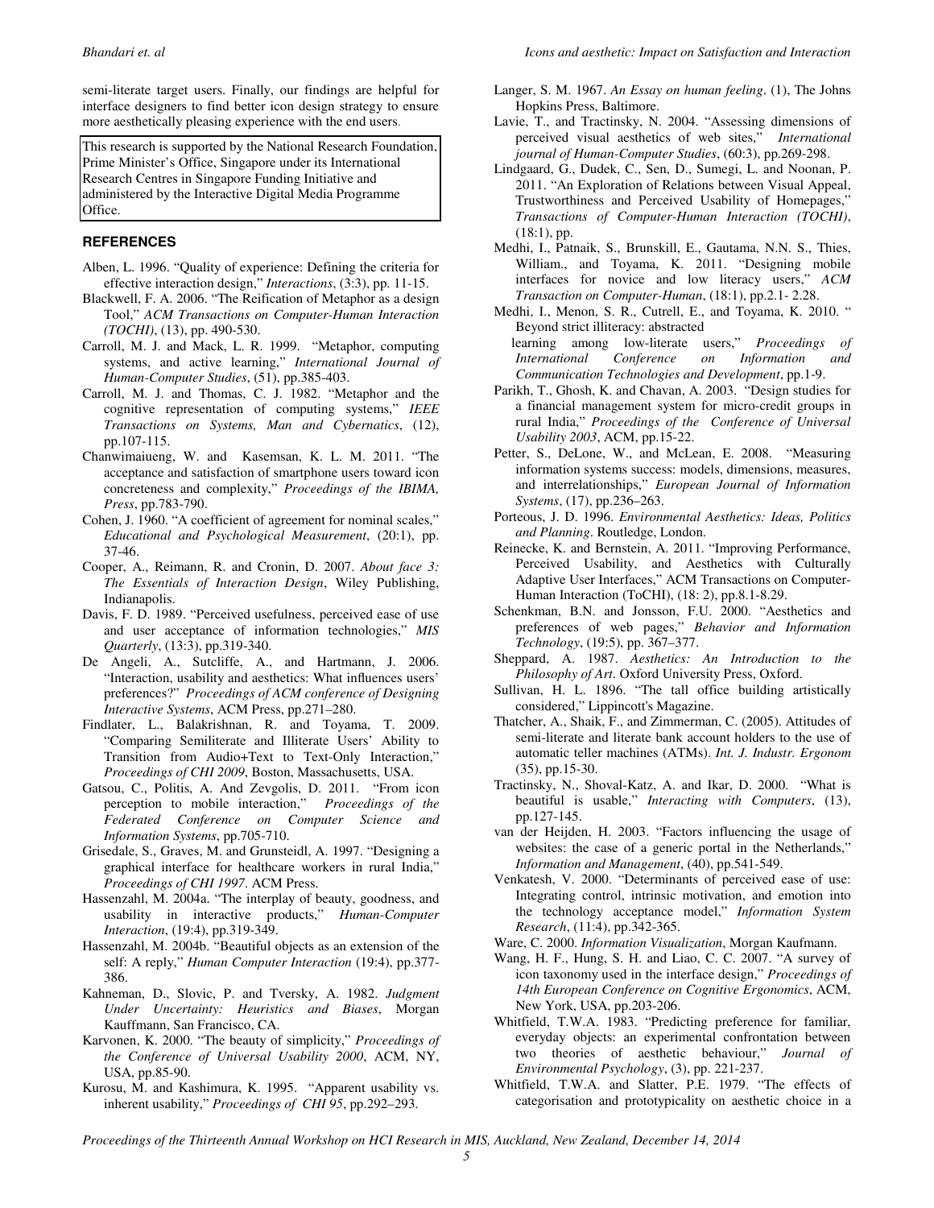semi-literate target users. Finally, our findings are helpful for interface designers to find better icon design strategy to ensure more aesthetically pleasing experience with the end users.

This research is supported by the National Research Foundation, Prime Minister's Office, Singapore under its International Research Centres in Singapore Funding Initiative and administered by the Interactive Digital Media Programme Office.

## REFERENCES

Alben, L. 1996. "Quality of experience: Defining the criteria for effective interaction design," *Interactions*, (3:3), pp. 11-15.

Blackwell, F. A. 2006. "The Reification of Metaphor as a design Tool," *ACM Transactions on Computer-Human Interaction (TOCHI)*, (13), pp. 490-530.

Carroll, M. J. and Mack, L. R. 1999. "Metaphor, computing systems, and active learning," *International Journal of Human-Computer Studies*, (51), pp.385-403.

Carroll, M. J. and Thomas, C. J. 1982. "Metaphor and the cognitive representation of computing systems," *IEEE Transactions on Systems, Man and Cybernatics*, (12), pp.107-115.

Chanwimaiueng, W. and Kasemsan, K. L. M. 2011. "The acceptance and satisfaction of smartphone users toward icon concreteness and complexity," *Proceedings of the IBIMA, Press*, pp.783-790.

Cohen, J. 1960. "A coefficient of agreement for nominal scales," *Educational and Psychological Measurement*, (20:1), pp. 37-46.

Cooper, A., Reimann, R. and Cronin, D. 2007. *About face 3: The Essentials of Interaction Design*, Wiley Publishing, Indianapolis.

Davis, F. D. 1989. "Perceived usefulness, perceived ease of use and user acceptance of information technologies," *MIS Quarterly*, (13:3), pp.319-340.

De Angeli, A., Sutcliffe, A., and Hartmann, J. 2006. "Interaction, usability and aesthetics: What influences users' preferences?" *Proceedings of ACM conference of Designing Interactive Systems*, ACM Press, pp.271–280.

Findlater, L., Balakrishnan, R. and Toyama, T. 2009. "Comparing Semiliterate and Illiterate Users' Ability to Transition from Audio+Text to Text-Only Interaction," *Proceedings of CHI 2009*, Boston, Massachusetts, USA.

Gatsou, C., Politis, A. And Zevgolis, D. 2011. "From icon perception to mobile interaction," *Proceedings of the Federated Conference on Computer Science and Information Systems*, pp.705-710.

Grisedale, S., Graves, M. and Grunsteidl, A. 1997. "Designing a graphical interface for healthcare workers in rural India," *Proceedings of CHI 1997*. ACM Press.

Hassenzahl, M. 2004a. "The interplay of beauty, goodness, and usability in interactive products," *Human-Computer Interaction*, (19:4), pp.319-349.

Hassenzahl, M. 2004b. "Beautiful objects as an extension of the self: A reply," *Human Computer Interaction* (19:4), pp.377-386.

Kahneman, D., Slovic, P. and Tversky, A. 1982. *Judgment Under Uncertainty: Heuristics and Biases*, Morgan Kauffmann, San Francisco, CA.

Karvonen, K. 2000. "The beauty of simplicity," *Proceedings of the Conference of Universal Usability 2000*, ACM, NY, USA, pp.85-90.

Kurosu, M. and Kashimura, K. 1995. "Apparent usability vs. inherent usability," *Proceedings of CHI 95*, pp.292–293.

Langer, S. M. 1967. *An Essay on human feeling*. (1), The Johns Hopkins Press, Baltimore.

Lavie, T., and Tractinsky, N. 2004. "Assessing dimensions of perceived visual aesthetics of web sites," *International journal of Human-Computer Studies*, (60:3), pp.269-298.

Lindgaard, G., Dudek, C., Sen, D., Sumegi, L. and Noonan, P. 2011. "An Exploration of Relations between Visual Appeal, Trustworthiness and Perceived Usability of Homepages," *Transactions of Computer-Human Interaction (TOCHI)*, (18:1), pp.

Medhi, I., Patnaik, S., Brunskill, E., Gautama, N.N. S., Thies, William., and Toyama, K. 2011. "Designing mobile interfaces for novice and low literacy users," *ACM Transaction on Computer-Human*, (18:1), pp.2.1- 2.28.

Medhi, I., Menon, S. R., Cutrell, E., and Toyama, K. 2010. " Beyond strict illiteracy: abstracted learning among low-literate users," *Proceedings of International Conference on Information and Communication Technologies and Development*, pp.1-9.

Parikh, T., Ghosh, K. and Chavan, A. 2003. "Design studies for a financial management system for micro-credit groups in rural India," *Proceedings of the Conference of Universal Usability 2003*, ACM, pp.15-22.

Petter, S., DeLone, W., and McLean, E. 2008. "Measuring information systems success: models, dimensions, measures, and interrelationships," *European Journal of Information Systems*, (17), pp.236–263.

Porteous, J. D. 1996. *Environmental Aesthetics: Ideas, Politics and Planning*. Routledge, London.

Reinecke, K. and Bernstein, A. 2011. "Improving Performance, Perceived Usability, and Aesthetics with Culturally Adaptive User Interfaces," ACM Transactions on Computer-Human Interaction (ToCHI), (18: 2), pp.8.1-8.29.

Schenkman, B.N. and Jonsson, F.U. 2000. "Aesthetics and preferences of web pages," *Behavior and Information Technology*, (19:5), pp. 367–377.

Sheppard, A. 1987. *Aesthetics: An Introduction to the Philosophy of Art*. Oxford University Press, Oxford.

Sullivan, H. L. 1896. "The tall office building artistically considered," Lippincott's Magazine.

Thatcher, A., Shaik, F., and Zimmerman, C. (2005). Attitudes of semi-literate and literate bank account holders to the use of automatic teller machines (ATMs). *Int. J. Industr. Ergonom* (35), pp.15-30.

Tractinsky, N., Shoval-Katz, A. and Ikar, D. 2000. "What is beautiful is usable," *Interacting with Computers*, (13), pp.127-145.

van der Heijden, H. 2003. "Factors influencing the usage of websites: the case of a generic portal in the Netherlands," *Information and Management*, (40), pp.541-549.

Venkatesh, V. 2000. "Determinants of perceived ease of use: Integrating control, intrinsic motivation, and emotion into the technology acceptance model," *Information System Research*, (11:4), pp.342-365.

Ware, C. 2000. *Information Visualization*, Morgan Kaufmann.

Wang, H. F., Hung, S. H. and Liao, C. C. 2007. "A survey of icon taxonomy used in the interface design," *Proceedings of 14th European Conference on Cognitive Ergonomics*, ACM, New York, USA, pp.203-206.

Whitfield, T.W.A. 1983. "Predicting preference for familiar, everyday objects: an experimental confrontation between two theories of aesthetic behaviour," *Journal of Environmental Psychology*, (3), pp. 221-237.

Whitfield, T.W.A. and Slatter, P.E. 1979. "The effects of categorisation and prototypicality on aesthetic choice in a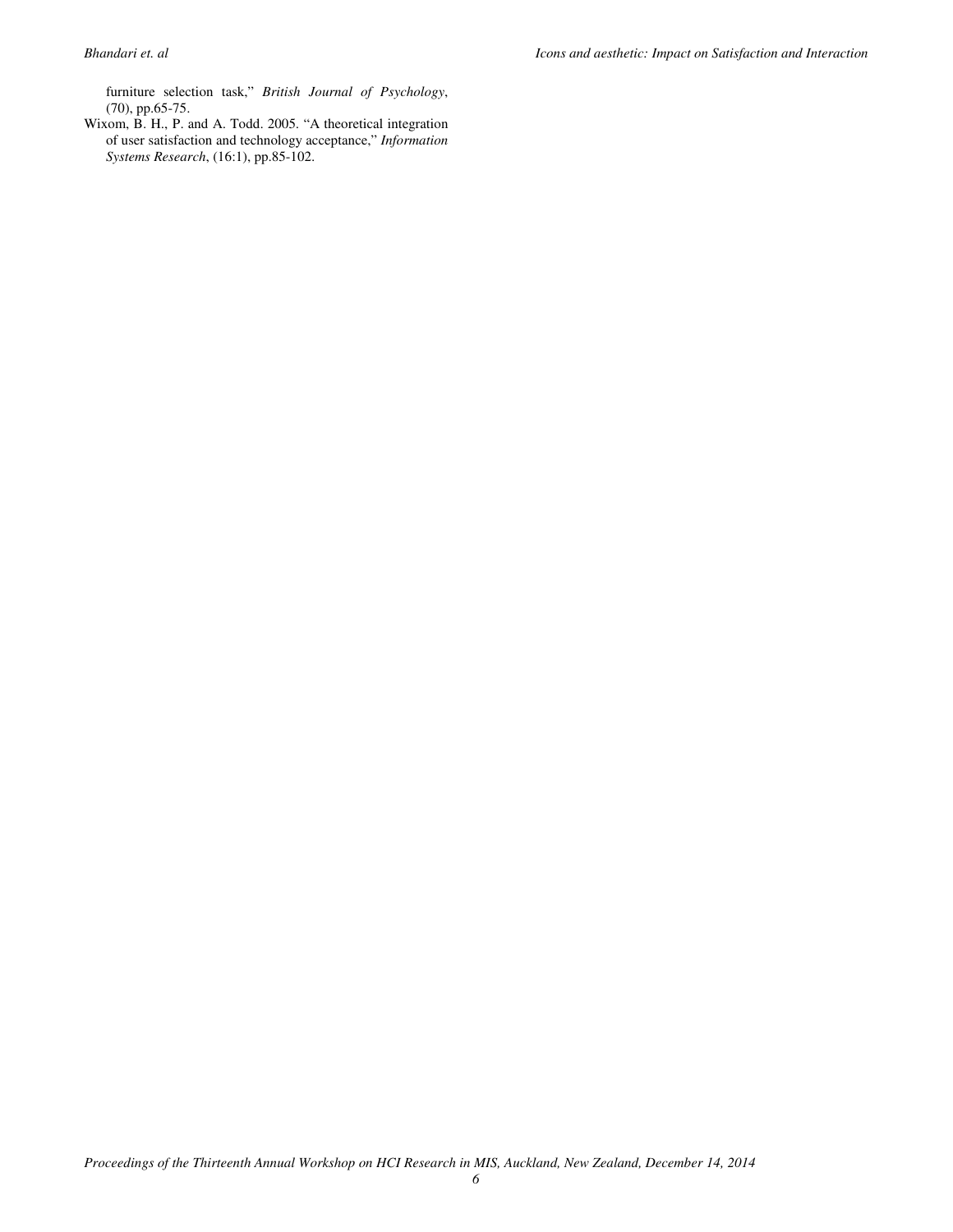furniture selection task," *British Journal of Psychology*, (70), pp.65-75.

Wixom, B. H., P. and A. Todd. 2005. "A theoretical integration of user satisfaction and technology acceptance," *Information Systems Research*, (16:1), pp.85-102.